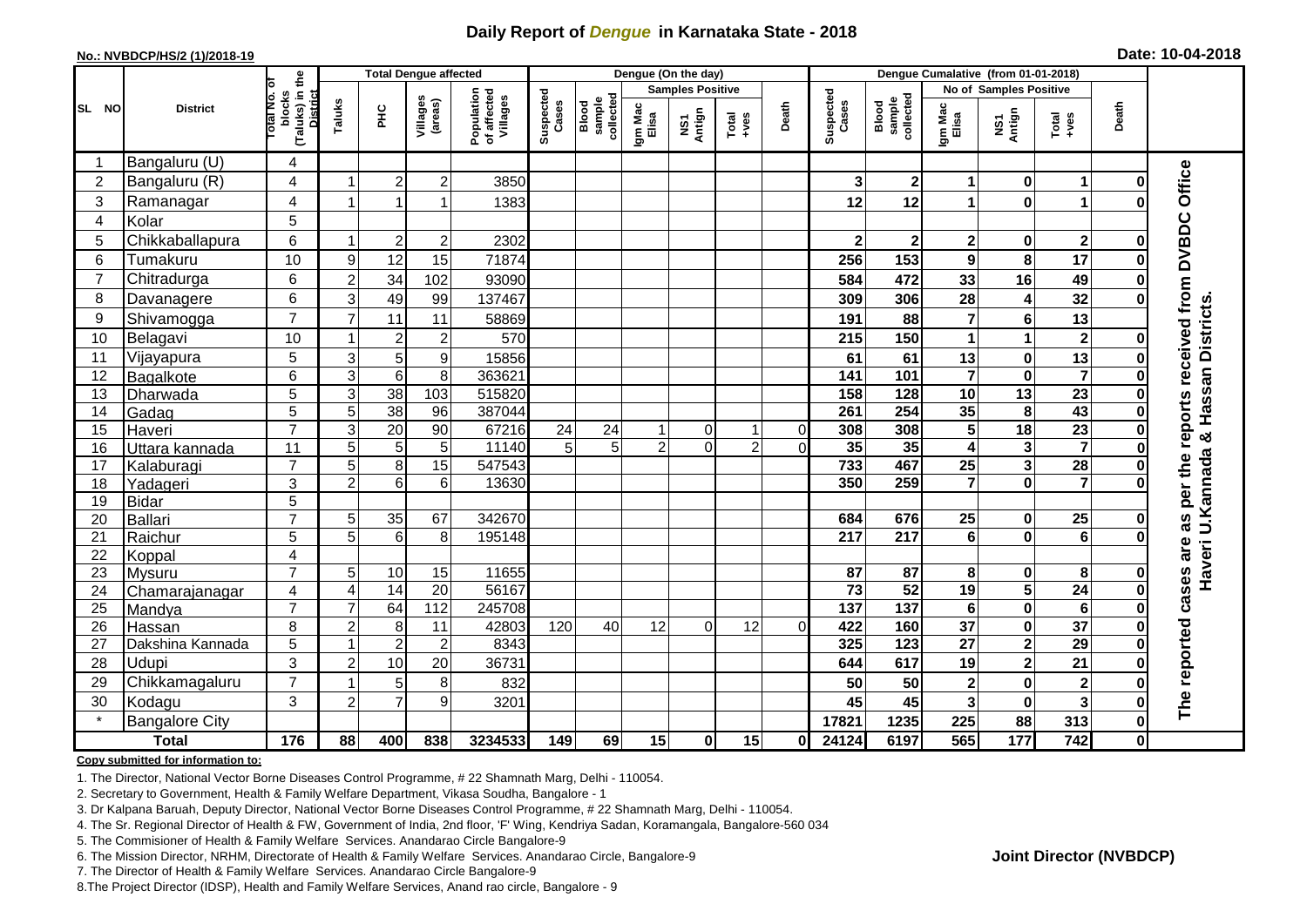# Daily Report of *Dengue* in Karnataka State - 2018

**No.: NVBDCP/HS/2 (1)/2018-19**

**Date: 10-04-2018**

| SL NO | District | Total No. of blocks (Taluks) in the District | Total Dengue affected | | | | Dengue (On the day) | | | | | | | Dengue Cumalative (from 01-01-2018) | | | | | | | |
|---|---|---|---|---|---|---|---|---|---|---|---|---|---|---|---|---|---|---|---|---|
| | | | Taluks | PHC | Villages (areas) | Population of affected Villages | Suspected Cases | Blood sample collected | Samples Positive | | | Death | Suspected Cases | Blood sample collected | No of Samples Positive | | | Death | |
| | | | | | | | | | Igm Mac Elisa | NS1 Antign | Total +ves | | | | Igm Mac Elisa | NS1 Antign | Total +ves | | |
| 1 | Bangaluru (U) | 4 | | | | | | | | | | | | | | | | | The reported cases are as per the reports received from DVBDC Office Haveri U.Kannada & Hassan Districts. |
| 2 | Bangaluru (R) | 4 | 1 | 2 | 2 | 3850 | | | | | | | 3 | 2 | 1 | 0 | 1 | 0 | |
| 3 | Ramanagar | 4 | 1 | 1 | 1 | 1383 | | | | | | | 12 | 12 | 1 | 0 | 1 | 0 | |
| 4 | Kolar | 5 | | | | | | | | | | | | | | | | | |
| 5 | Chikkaballapura | 6 | 1 | 2 | 2 | 2302 | | | | | | | 2 | 2 | 2 | 0 | 2 | 0 | |
| 6 | Tumakuru | 10 | 9 | 12 | 15 | 71874 | | | | | | | 256 | 153 | 9 | 8 | 17 | 0 | |
| 7 | Chitradurga | 6 | 2 | 34 | 102 | 93090 | | | | | | | 584 | 472 | 33 | 16 | 49 | 0 | |
| 8 | Davanagere | 6 | 3 | 49 | 99 | 137467 | | | | | | | 309 | 306 | 28 | 4 | 32 | 0 | |
| 9 | Shivamogga | 7 | 7 | 11 | 11 | 58869 | | | | | | | 191 | 88 | 7 | 6 | 13 | | |
| 10 | Belagavi | 10 | 1 | 2 | 2 | 570 | | | | | | | 215 | 150 | 1 | 1 | 2 | 0 | |
| 11 | Vijayapura | 5 | 3 | 5 | 9 | 15856 | | | | | | | 61 | 61 | 13 | 0 | 13 | 0 | |
| 12 | Bagalkote | 6 | 3 | 6 | 8 | 363621 | | | | | | | 141 | 101 | 7 | 0 | 7 | 0 | |
| 13 | Dharwada | 5 | 3 | 38 | 103 | 515820 | | | | | | | 158 | 128 | 10 | 13 | 23 | 0 | |
| 14 | Gadag | 5 | 5 | 38 | 96 | 387044 | | | | | | | 261 | 254 | 35 | 8 | 43 | 0 | |
| 15 | Haveri | 7 | 3 | 20 | 90 | 67216 | 24 | 24 | 1 | 0 | 1 | 0 | 308 | 308 | 5 | 18 | 23 | 0 | |
| 16 | Uttara kannada | 11 | 5 | 5 | 5 | 11140 | 5 | 5 | 2 | 0 | 2 | 0 | 35 | 35 | 4 | 3 | 7 | 0 | |
| 17 | Kalaburagi | 7 | 5 | 8 | 15 | 547543 | | | | | | | 733 | 467 | 25 | 3 | 28 | 0 | |
| 18 | Yadageri | 3 | 2 | 6 | 6 | 13630 | | | | | | | 350 | 259 | 7 | 0 | 7 | 0 | |
| 19 | Bidar | 5 | | | | | | | | | | | | | | | | | |
| 20 | Ballari | 7 | 5 | 35 | 67 | 342670 | | | | | | | 684 | 676 | 25 | 0 | 25 | 0 | |
| 21 | Raichur | 5 | 5 | 6 | 8 | 195148 | | | | | | | 217 | 217 | 6 | 0 | 6 | 0 | |
| 22 | Koppal | 4 | | | | | | | | | | | | | | | | | |
| 23 | Mysuru | 7 | 5 | 10 | 15 | 11655 | | | | | | | 87 | 87 | 8 | 0 | 8 | 0 | |
| 24 | Chamarajanagar | 4 | 4 | 14 | 20 | 56167 | | | | | | | 73 | 52 | 19 | 5 | 24 | 0 | |
| 25 | Mandya | 7 | 7 | 64 | 112 | 245708 | | | | | | | 137 | 137 | 6 | 0 | 6 | 0 | |
| 26 | Hassan | 8 | 2 | 8 | 11 | 42803 | 120 | 40 | 12 | 0 | 12 | 0 | 422 | 160 | 37 | 0 | 37 | 0 | |
| 27 | Dakshina Kannada | 5 | 1 | 2 | 2 | 8343 | | | | | | | 325 | 123 | 27 | 2 | 29 | 0 | |
| 28 | Udupi | 3 | 2 | 10 | 20 | 36731 | | | | | | | 644 | 617 | 19 | 2 | 21 | 0 | |
| 29 | Chikkamagaluru | 7 | 1 | 5 | 8 | 832 | | | | | | | 50 | 50 | 2 | 0 | 2 | 0 | |
| 30 | Kodagu | 3 | 2 | 7 | 9 | 3201 | | | | | | | 45 | 45 | 3 | 0 | 3 | 0 | |
| * | Bangalore City | | | | | | | | | | | | 17821 | 1235 | 225 | 88 | 313 | 0 | |
| **Total** | | **176** | **88** | **400** | **838** | **3234533** | **149** | **69** | **15** | **0** | **15** | **0** | **24124** | **6197** | **565** | **177** | **742** | **0** | |

**Copy submitted for information to:**

1. The Director, National Vector Borne Diseases Control Programme, # 22 Shamnath Marg, Delhi - 110054.
2. Secretary to Government, Health & Family Welfare Department, Vikasa Soudha, Bangalore - 1
3. Dr Kalpana Baruah, Deputy Director, National Vector Borne Diseases Control Programme, # 22 Shamnath Marg, Delhi - 110054.
4. The Sr. Regional Director of Health & FW, Government of India, 2nd floor, 'F' Wing, Kendriya Sadan, Koramangala, Bangalore-560 034
5. The Commisioner of Health & Family Welfare Services. Anandarao Circle Bangalore-9
6. The Mission Director, NRHM, Directorate of Health & Family Welfare Services. Anandarao Circle, Bangalore-9
7. The Director of Health & Family Welfare Services. Anandarao Circle Bangalore-9
8. The Project Director (IDSP), Health and Family Welfare Services, Anand rao circle, Bangalore - 9

**Joint Director (NVBDCP)**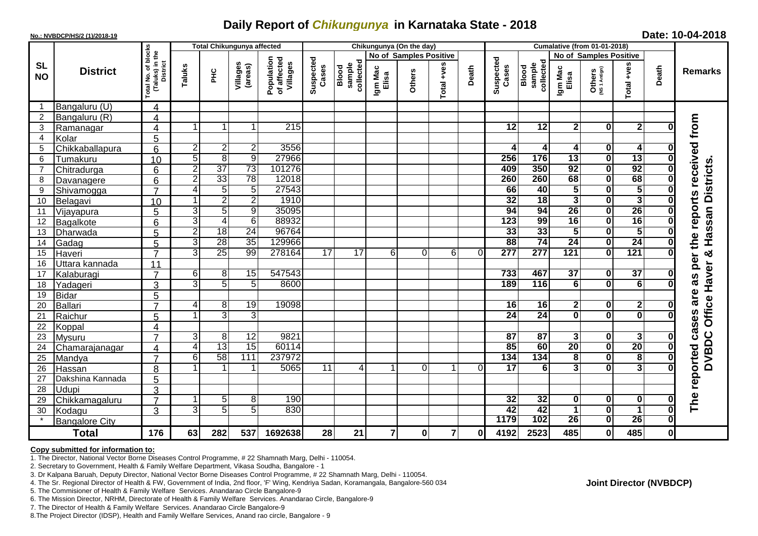# Daily Report of *Chikungunya* in Karnataka State - 2018

**No.: NVBDCP/HS/2 (1)/2018-19**

**Date: 10-04-2018**

| SL NO | District | Total No. of blocks (Taluks) in the District | Total Chikungunya affected | | | | Chikungunya (On the day) | | | | | | | Cumalative (from 01-01-2018) | | | | | | | Remarks |
|---|---|---|---|---|---|---|---|---|---|---|---|---|---|---|---|---|---|---|---|---|---|
| | | | Taluks | PHC | Villages (areas) | Population of affected Villages | Suspected Cases | Blood sample collected | No of Samples Positive | | | Death | Suspected Cases | Blood sample collected | No of Samples Positive | | | Death | |
| | | | | | | | | | Igm Mac Elisa | Others | Total +ves | | | | Igm Mac Elisa | Others (NS 1 Antign) | Total +ves | | |
| 1 | Bangaluru (U) | 4 | | | | | | | | | | | | | | | | | The reported cases are as per the reports received from DVBDC Office Haver & Hassan Districts. |
| 2 | Bangaluru (R) | 4 | | | | | | | | | | | | | | | | | |
| 3 | Ramanagar | 4 | 1 | 1 | 1 | 215 | | | | | | | 12 | 12 | 2 | 0 | 2 | 0 | |
| 4 | Kolar | 5 | | | | | | | | | | | | | | | | | |
| 5 | Chikkaballapura | 6 | 2 | 2 | 2 | 3556 | | | | | | | 4 | 4 | 4 | 0 | 4 | 0 | |
| 6 | Tumakuru | 10 | 5 | 8 | 9 | 27966 | | | | | | | 256 | 176 | 13 | 0 | 13 | 0 | |
| 7 | Chitradurga | 6 | 2 | 37 | 73 | 101276 | | | | | | | 409 | 350 | 92 | 0 | 92 | 0 | |
| 8 | Davanagere | 6 | 2 | 33 | 78 | 12018 | | | | | | | 260 | 260 | 68 | 0 | 68 | 0 | |
| 9 | Shivamogga | 7 | 4 | 5 | 5 | 27543 | | | | | | | 66 | 40 | 5 | 0 | 5 | 0 | |
| 10 | Belagavi | 10 | 1 | 2 | 2 | 1910 | | | | | | | 32 | 18 | 3 | 0 | 3 | 0 | |
| 11 | Vijayapura | 5 | 3 | 5 | 9 | 35095 | | | | | | | 94 | 94 | 26 | 0 | 26 | 0 | |
| 12 | Bagalkote | 6 | 3 | 4 | 6 | 88932 | | | | | | | 123 | 99 | 16 | 0 | 16 | 0 | |
| 13 | Dharwada | 5 | 2 | 18 | 24 | 96764 | | | | | | | 33 | 33 | 5 | 0 | 5 | 0 | |
| 14 | Gadag | 5 | 3 | 28 | 35 | 129966 | | | | | | | 88 | 74 | 24 | 0 | 24 | 0 | |
| 15 | Haveri | 7 | 3 | 25 | 99 | 278164 | 17 | 17 | 6 | 0 | 6 | 0 | 277 | 277 | 121 | 0 | 121 | 0 | |
| 16 | Uttara kannada | 11 | | | | | | | | | | | | | | | | | |
| 17 | Kalaburagi | 7 | 6 | 8 | 15 | 547543 | | | | | | | 733 | 467 | 37 | 0 | 37 | 0 | |
| 18 | Yadageri | 3 | 3 | 5 | 5 | 8600 | | | | | | | 189 | 116 | 6 | 0 | 6 | 0 | |
| 19 | Bidar | 5 | | | | | | | | | | | | | | | | | |
| 20 | Ballari | 7 | 4 | 8 | 19 | 19098 | | | | | | | 16 | 16 | 2 | 0 | 2 | 0 | |
| 21 | Raichur | 5 | 1 | 3 | 3 | | | | | | | | 24 | 24 | 0 | 0 | 0 | 0 | |
| 22 | Koppal | 4 | | | | | | | | | | | | | | | | | |
| 23 | Mysuru | 7 | 3 | 8 | 12 | 9821 | | | | | | | 87 | 87 | 3 | 0 | 3 | 0 | |
| 24 | Chamarajanagar | 4 | 4 | 13 | 15 | 60114 | | | | | | | 85 | 60 | 20 | 0 | 20 | 0 | |
| 25 | Mandya | 7 | 6 | 58 | 111 | 237972 | | | | | | | 134 | 134 | 8 | 0 | 8 | 0 | |
| 26 | Hassan | 8 | 1 | 1 | 1 | 5065 | 11 | 4 | 1 | 0 | 1 | 0 | 17 | 6 | 3 | 0 | 3 | 0 | |
| 27 | Dakshina Kannada | 5 | | | | | | | | | | | | | | | | | |
| 28 | Udupi | 3 | | | | | | | | | | | | | | | | | |
| 29 | Chikkamagaluru | 7 | 1 | 5 | 8 | 190 | | | | | | | 32 | 32 | 0 | 0 | 0 | 0 | |
| 30 | Kodagu | 3 | 3 | 5 | 5 | 830 | | | | | | | 42 | 42 | 1 | 0 | 1 | 0 | |
| * | Bangalore City | | | | | | | | | | | | 1179 | 102 | 26 | 0 | 26 | 0 | |
| | **Total** | **176** | **63** | **282** | **537** | **1692638** | **28** | **21** | **7** | **0** | **7** | **0** | **4192** | **2523** | **485** | **0** | **485** | **0** | |

**Copy submitted for information to:**

1. The Director, National Vector Borne Diseases Control Programme, # 22 Shamnath Marg, Delhi - 110054.
2. Secretary to Government, Health & Family Welfare Department, Vikasa Soudha, Bangalore - 1
3. Dr Kalpana Baruah, Deputy Director, National Vector Borne Diseases Control Programme, # 22 Shamnath Marg, Delhi - 110054.
4. The Sr. Regional Director of Health & FW, Government of India, 2nd floor, 'F' Wing, Kendriya Sadan, Koramangala, Bangalore-560 034
5. The Commisioner of Health & Family Welfare Services. Anandarao Circle Bangalore-9
6. The Mission Director, NRHM, Directorate of Health & Family Welfare Services. Anandarao Circle, Bangalore-9
7. The Director of Health & Family Welfare Services. Anandarao Circle Bangalore-9
8. The Project Director (IDSP), Health and Family Welfare Services, Anand rao circle, Bangalore - 9

**Joint Director (NVBDCP)**